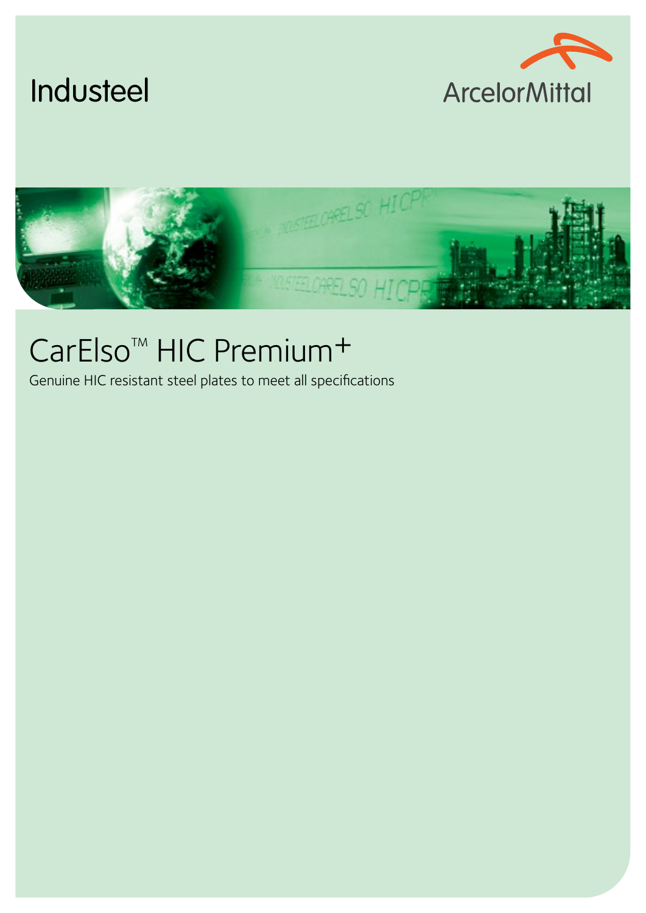Industeel

ArcelorMittal

# CarElso™ HIC Premium+

Genuine HIC resistant steel plates to meet all specifications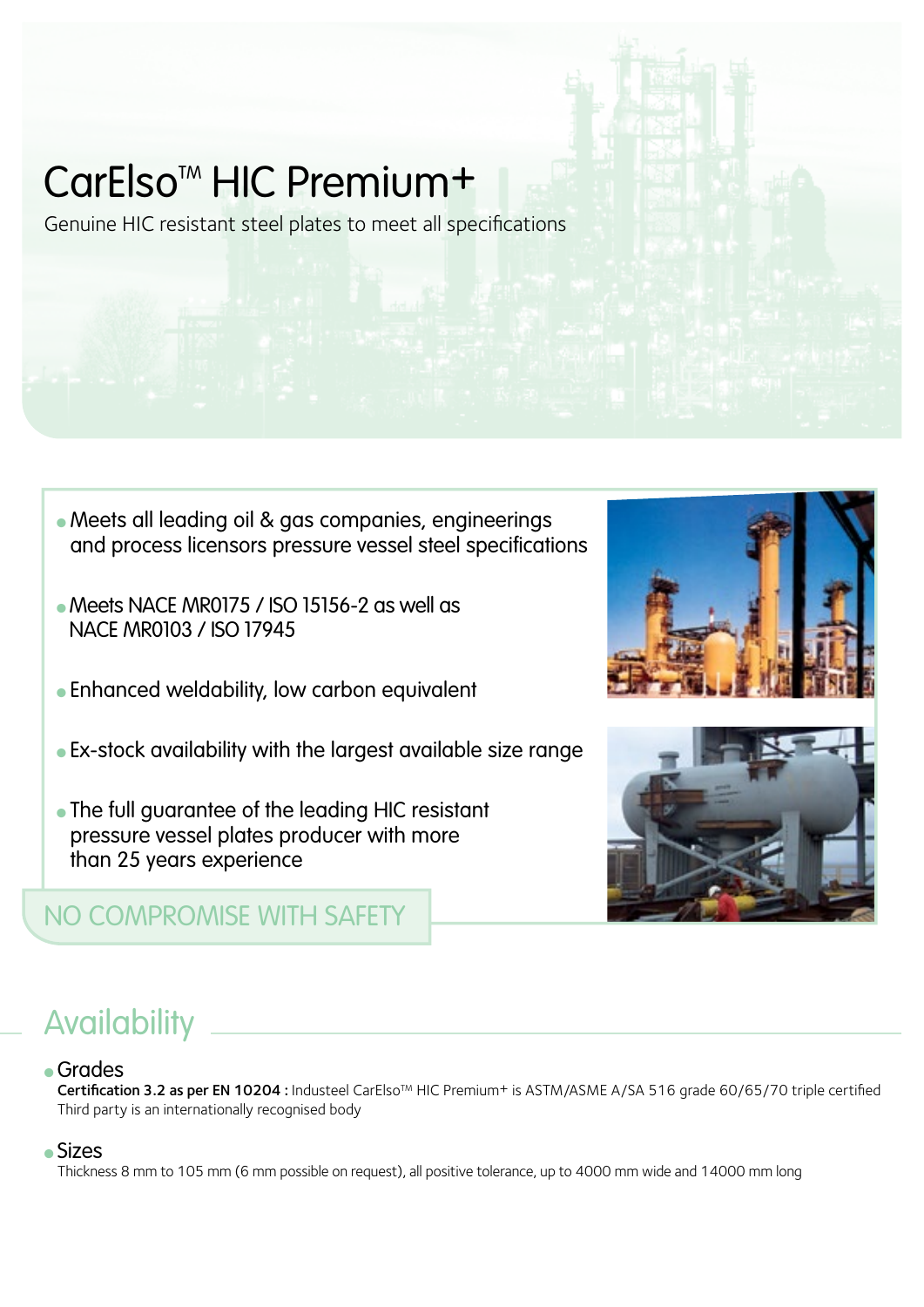# CarElso™ HIC Premium+

Genuine HIC resistant steel plates to meet all specifications

- Meets all leading oil & gas companies, engineerings and process licensors pressure vessel steel specifications
- Meets NACE MR0175 / ISO 15156-2 as well as NACE MR0103 / ISO 17945
- Enhanced weldability, low carbon equivalent
- Ex-stock availability with the largest available size range
- The full guarantee of the leading HIC resistant pressure vessel plates producer with more than 25 years experience

NO COMPROMISE WITH SAFETY

## Availability

- Grades

**Certification 3.2 as per EN 10204 :** Industeel CarElso™ HIC Premium+ is ASTM/ASME A/SA 516 grade 60/65/70 triple certified
Third party is an internationally recognised body

- Sizes

Thickness 8 mm to 105 mm (6 mm possible on request), all positive tolerance, up to 4000 mm wide and 14000 mm long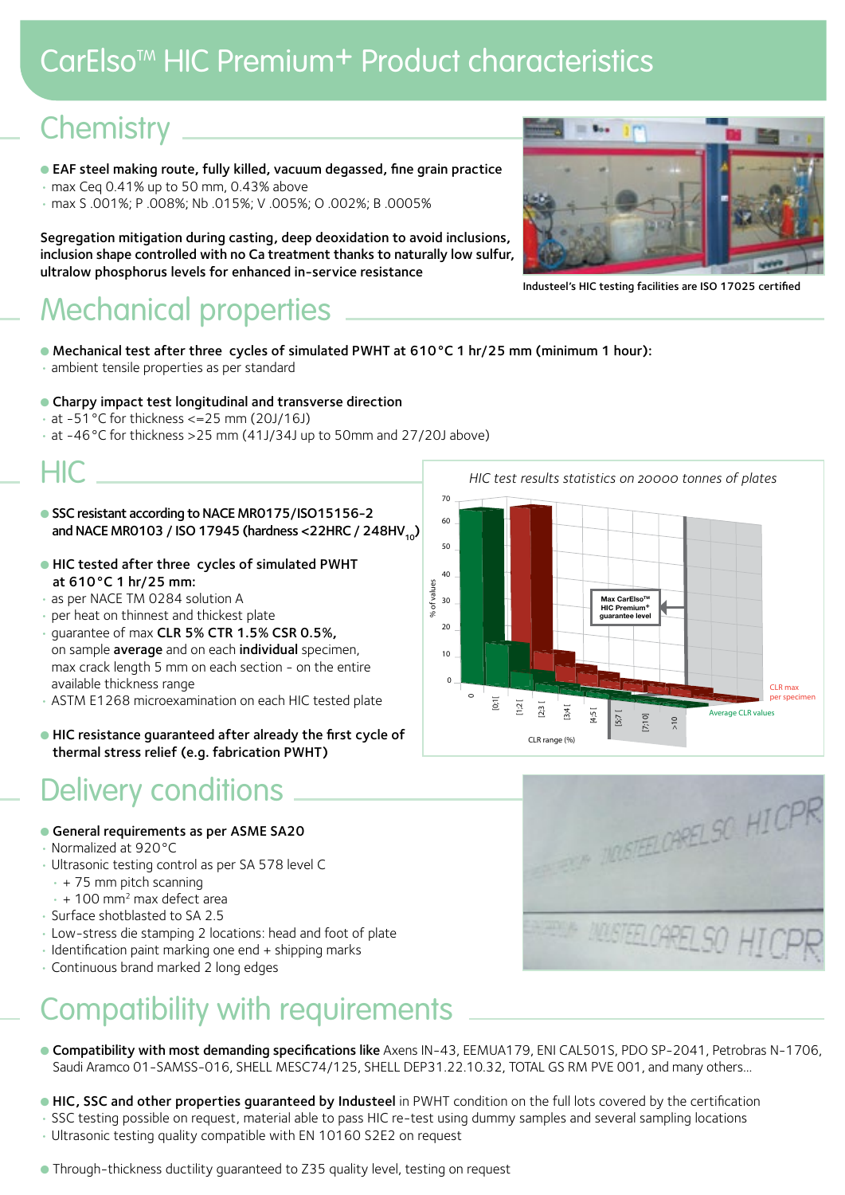# CarElso™ HIC Premium+ Product characteristics

## Chemistry

- **EAF steel making route, fully killed, vacuum degassed, fine grain practice**
  - max Ceq 0.41% up to 50 mm, 0.43% above
  - max S .001%; P .008%; Nb .015%; V .005%; O .002%; B .0005%

**Segregation mitigation during casting, deep deoxidation to avoid inclusions, inclusion shape controlled with no Ca treatment thanks to naturally low sulfur, ultralow phosphorus levels for enhanced in-service resistance**

Industeel's HIC testing facilities are ISO 17025 certified

## Mechanical properties

- **Mechanical test after three cycles of simulated PWHT at 610 °C 1 hr/25 mm (minimum 1 hour):**
  - ambient tensile properties as per standard
- **Charpy impact test longitudinal and transverse direction**
  - at -51 °C for thickness <=25 mm (20J/16J)
  - at -46 °C for thickness >25 mm (41J/34J up to 50mm and 27/20J above)

## HIC

- **SSC resistant according to NACE MR0175/ISO15156-2 and NACE MR0103 / ISO 17945 (hardness <22HRC / 248HV$_{10}$)**
- **HIC tested after three cycles of simulated PWHT at 610 °C 1 hr/25 mm:**
  - as per NACE TM 0284 solution A
  - per heat on thinnest and thickest plate
  - guarantee of max **CLR 5% CTR 1.5% CSR 0.5%,** on sample **average** and on each **individual** specimen, max crack length 5 mm on each section - on the entire available thickness range
  - ASTM E1268 microexamination on each HIC tested plate
- **HIC resistance guaranteed after already the first cycle of thermal stress relief (e.g. fabrication PWHT)**

*HIC test results statistics on 20000 tonnes of plates*

Max CarElso™ HIC Premium+ guarantee level

% of values — CLR range (%): 0, ]0;1[, ]1;2[, ]2;3[, ]3;4[, ]4;5[, ]5;7[, ]7;10[, >10 — CLR max per specimen; Average CLR values

## Delivery conditions

- **General requirements as per ASME SA20**
  - Normalized at 920 °C
  - Ultrasonic testing control as per SA 578 level C
    - + 75 mm pitch scanning
    - + 100 mm² max defect area
  - Surface shotblasted to SA 2.5
  - Low-stress die stamping 2 locations: head and foot of plate
  - Identification paint marking one end + shipping marks
  - Continuous brand marked 2 long edges

## Compatibility with requirements

- **Compatibility with most demanding specifications like** Axens IN-43, EEMUA179, ENI CAL501S, PDO SP-2041, Petrobras N-1706, Saudi Aramco 01-SAMSS-016, SHELL MESC74/125, SHELL DEP31.22.10.32, TOTAL GS RM PVE 001, and many others...
- **HIC, SSC and other properties guaranteed by Industeel** in PWHT condition on the full lots covered by the certification
  - SSC testing possible on request, material able to pass HIC re-test using dummy samples and several sampling locations
  - Ultrasonic testing quality compatible with EN 10160 S2E2 on request
- Through-thickness ductility guaranteed to Z35 quality level, testing on request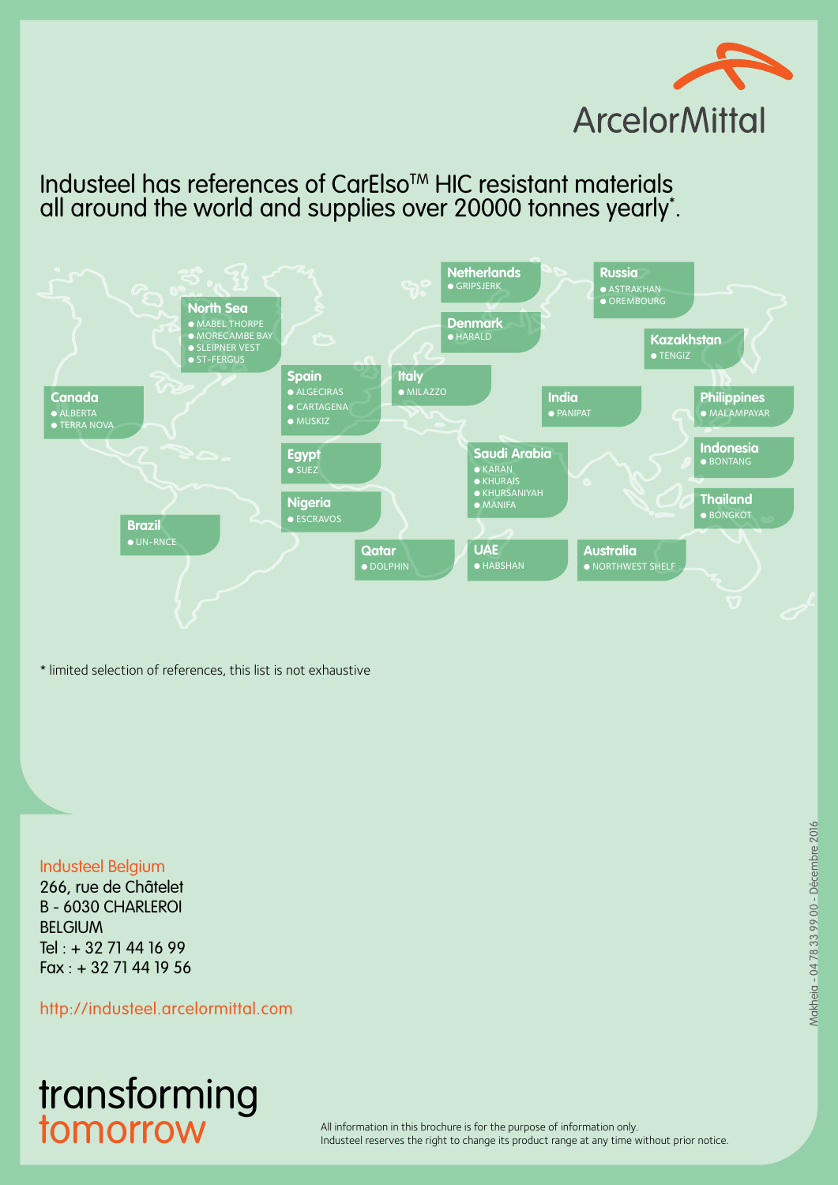ArcelorMittal

Industeel has references of CarElso™ HIC resistant materials all around the world and supplies over 20000 tonnes yearly*.

**Netherlands**
- GRIPSJERK

**Russia**
- ASTRAKHAN
- OREMBOURG

**North Sea**
- MABEL THORPE
- MORECAMBE BAY
- SLEIPNER VEST
- ST-FERGUS

**Denmark**
- HARALD

**Kazakhstan**
- TENGIZ

**Spain**
- ALGECIRAS
- CARTAGENA
- MUSKIZ

**Italy**
- MILAZZO

**Canada**
- ALBERTA
- TERRA NOVA

**India**
- PANIPAT

**Philippines**
- MALAMPAYAR

**Egypt**
- SUEZ

**Saudi Arabia**
- KARAN
- KHURAIS
- KHURSANIYAH
- MANIFA

**Indonesia**
- BONTANG

**Nigeria**
- ESCRAVOS

**Thailand**
- BONGKOT

**Brazil**
- UN-RNCE

**Qatar**
- DOLPHIN

**UAE**
- HABSHAN

**Australia**
- NORTHWEST SHELF

* limited selection of references, this list is not exhaustive

Industeel Belgium
266, rue de Châtelet
B - 6030 CHARLEROI
BELGIUM
Tel : + 32 71 44 16 99
Fax : + 32 71 44 19 56

http://industeel.arcelormittal.com

transforming tomorrow

All information in this brochure is for the purpose of information only.
Industeel reserves the right to change its product range at any time without prior notice.

Makheia - 04 78 33 99 00 - Décembre 2016